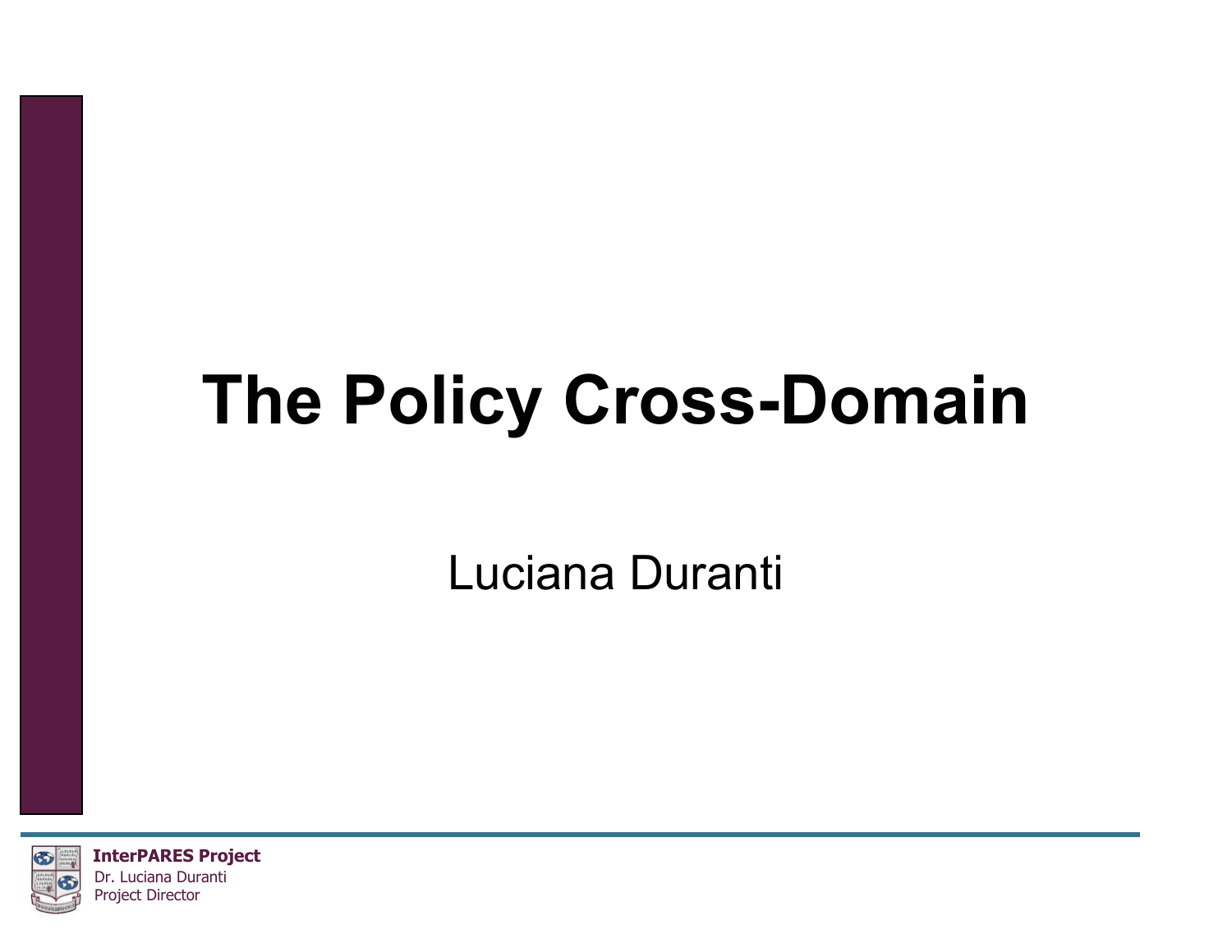# The Policy Cross-Domain

Luciana Duranti

**InterPARES Project**
Dr. Luciana Duranti
Project Director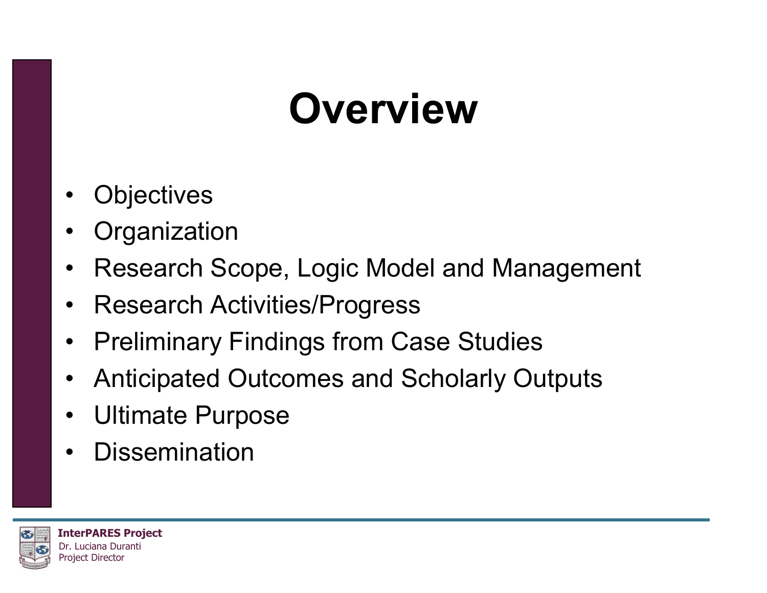# Overview

- Objectives
- Organization
- Research Scope, Logic Model and Management
- Research Activities/Progress
- Preliminary Findings from Case Studies
- Anticipated Outcomes and Scholarly Outputs
- Ultimate Purpose
- Dissemination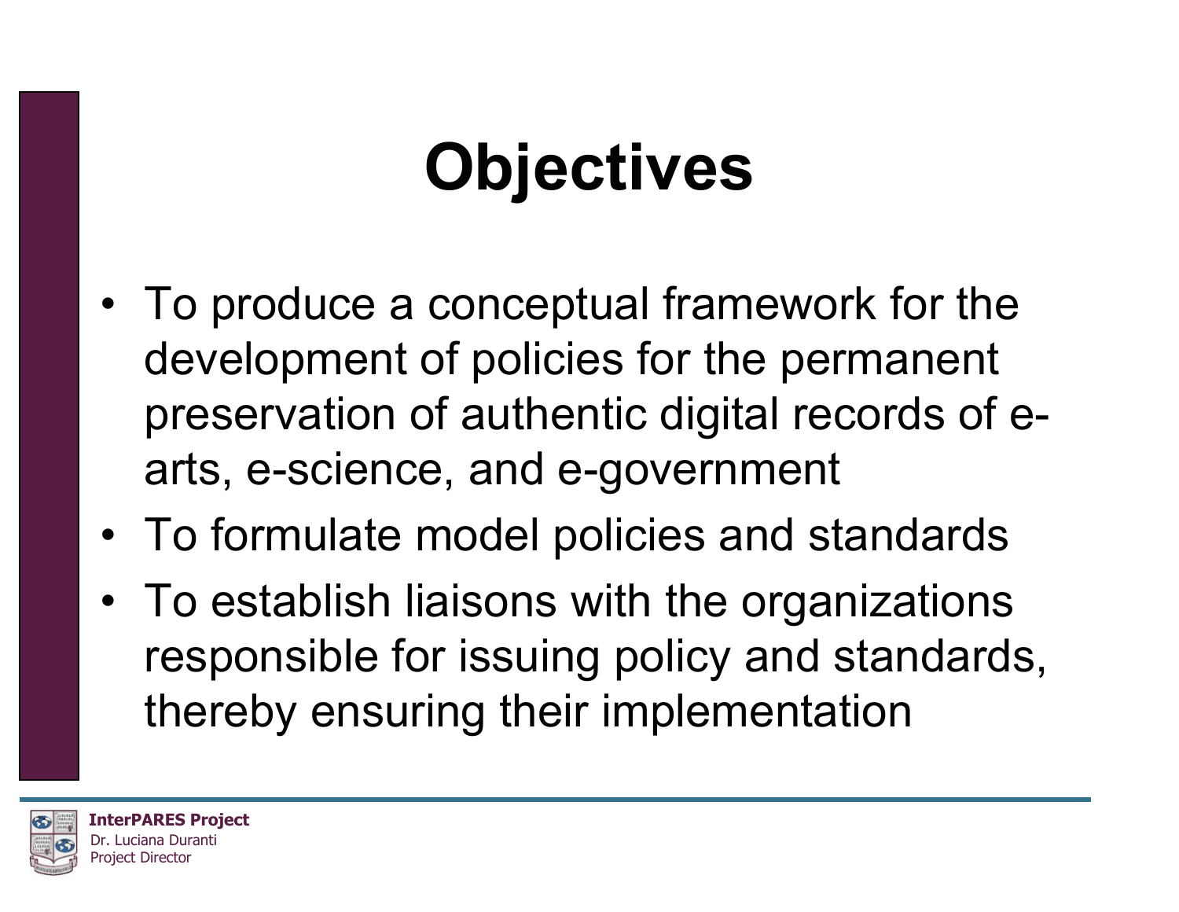# Objectives

- To produce a conceptual framework for the development of policies for the permanent preservation of authentic digital records of e-arts, e-science, and e-government
- To formulate model policies and standards
- To establish liaisons with the organizations responsible for issuing policy and standards, thereby ensuring their implementation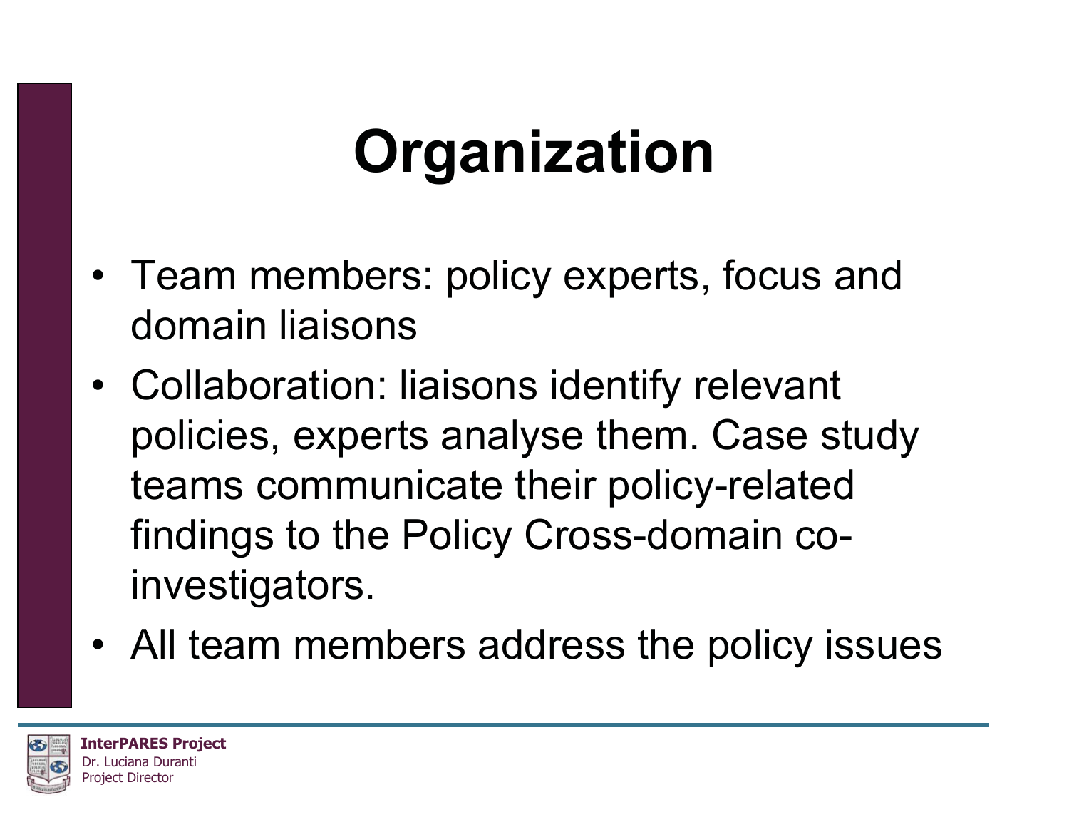# Organization

- Team members: policy experts, focus and domain liaisons
- Collaboration: liaisons identify relevant policies, experts analyse them. Case study teams communicate their policy-related findings to the Policy Cross-domain co-investigators.
- All team members address the policy issues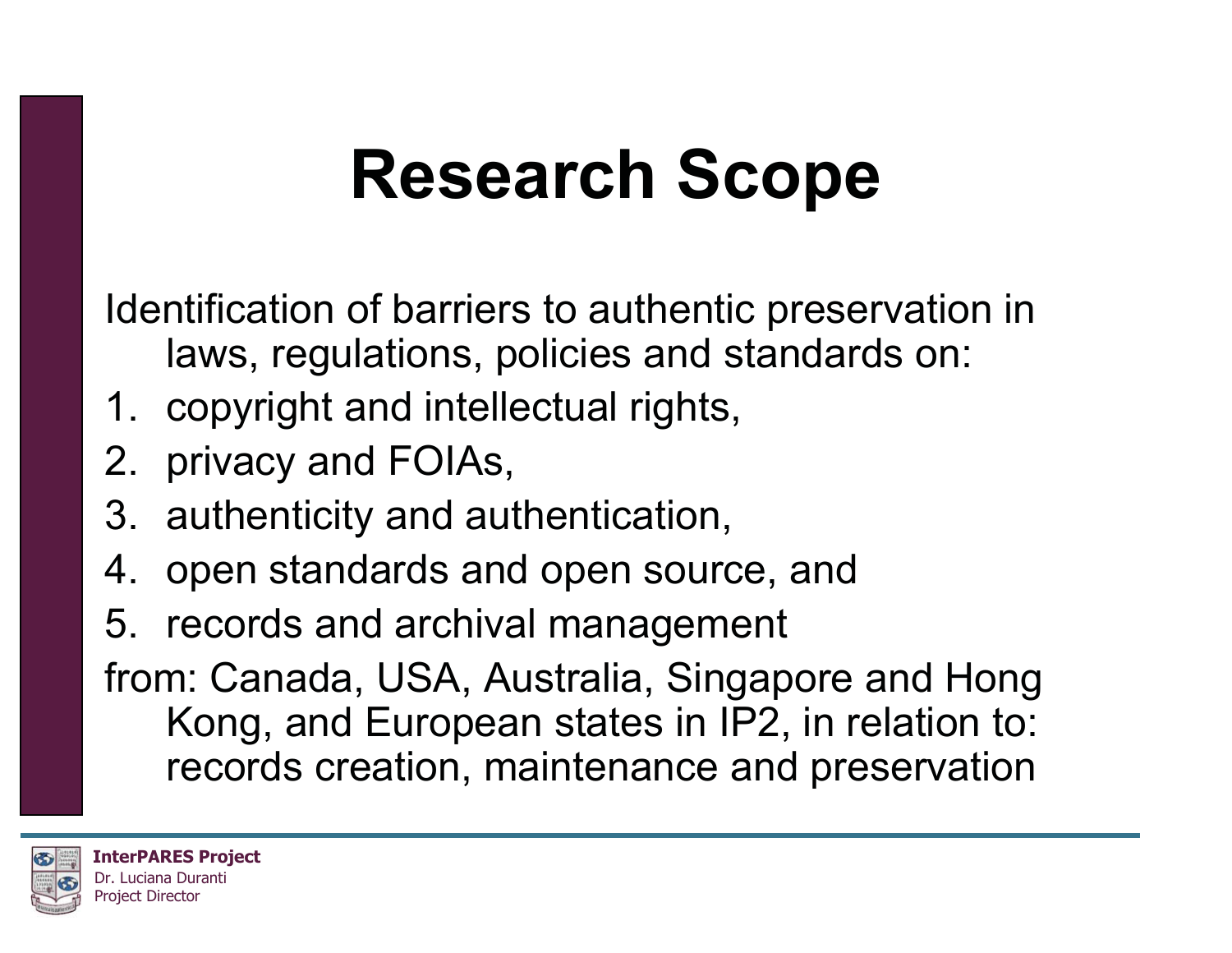# Research Scope

Identification of barriers to authentic preservation in laws, regulations, policies and standards on:

1. copyright and intellectual rights,
2. privacy and FOIAs,
3. authenticity and authentication,
4. open standards and open source, and
5. records and archival management

from: Canada, USA, Australia, Singapore and Hong Kong, and European states in IP2, in relation to: records creation, maintenance and preservation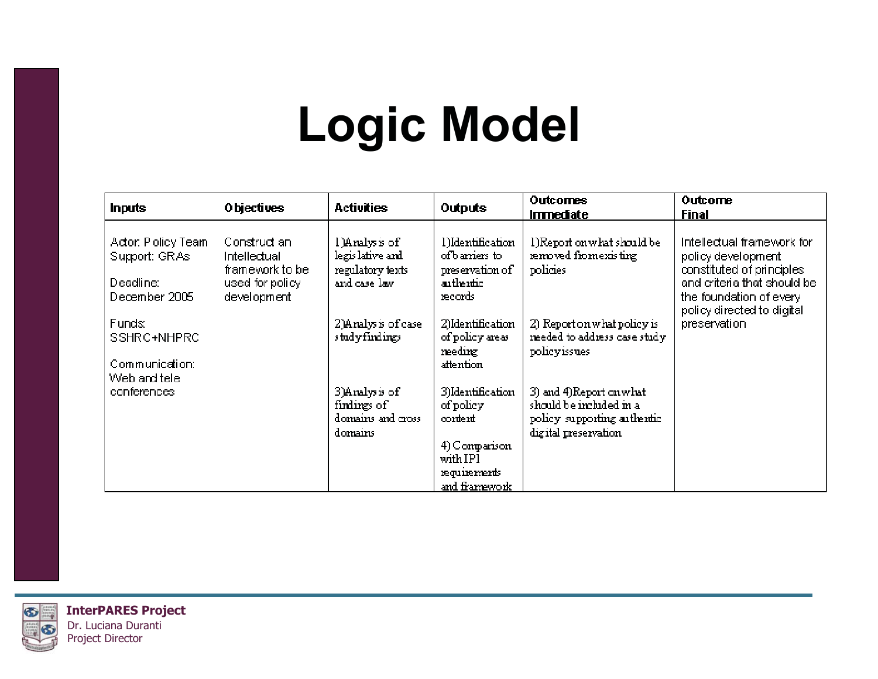# Logic Model

| Inputs | Objectives | Activities | Outputs | Outcomes Immediate | Outcome Final |
|---|---|---|---|---|---|
| Actor: Policy Team<br>Support: GRAs<br><br>Deadline: December 2005<br><br>Funds: SSHRC+NHPRC<br><br>Communication: Web and tele conferences | Construct an Intellectual framework to be used for policy development | 1)Analysis of legislative and regulatory texts and case law<br><br>2)Analysis of case study findings<br><br>3)Analysis of findings of domains and cross domains | 1)Identification of barriers to preservation of authentic records<br><br>2)Identification of policy areas needing attention<br><br>3)Identification of policy content<br><br>4) Comparison with IP1 requirements and framework | 1)Report on what should be removed from existing policies<br><br>2) Report on what policy is needed to address case study policy issues<br><br>3) and 4)Report on what should be included in a policy supporting authentic digital preservation | Intellectual framework for policy development constituted of principles and criteria that should be the foundation of every policy directed to digital preservation |

**InterPARES Project**
Dr. Luciana Duranti
Project Director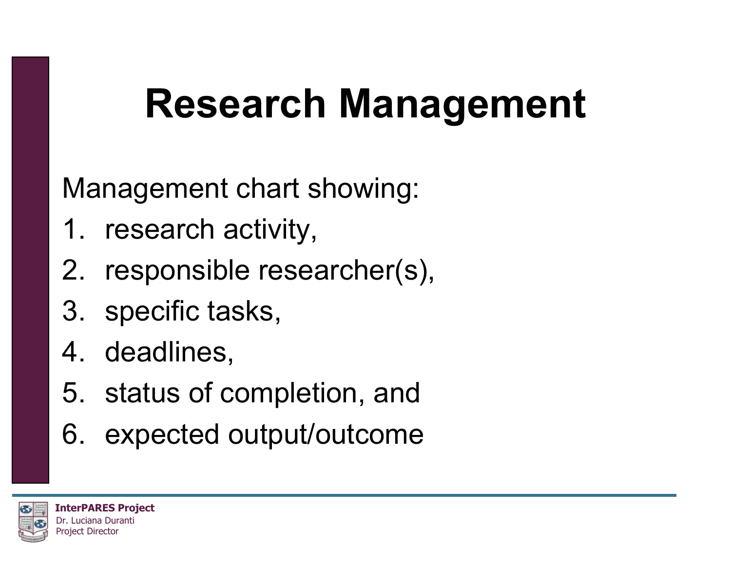# Research Management

Management chart showing:

1. research activity,
2. responsible researcher(s),
3. specific tasks,
4. deadlines,
5. status of completion, and
6. expected output/outcome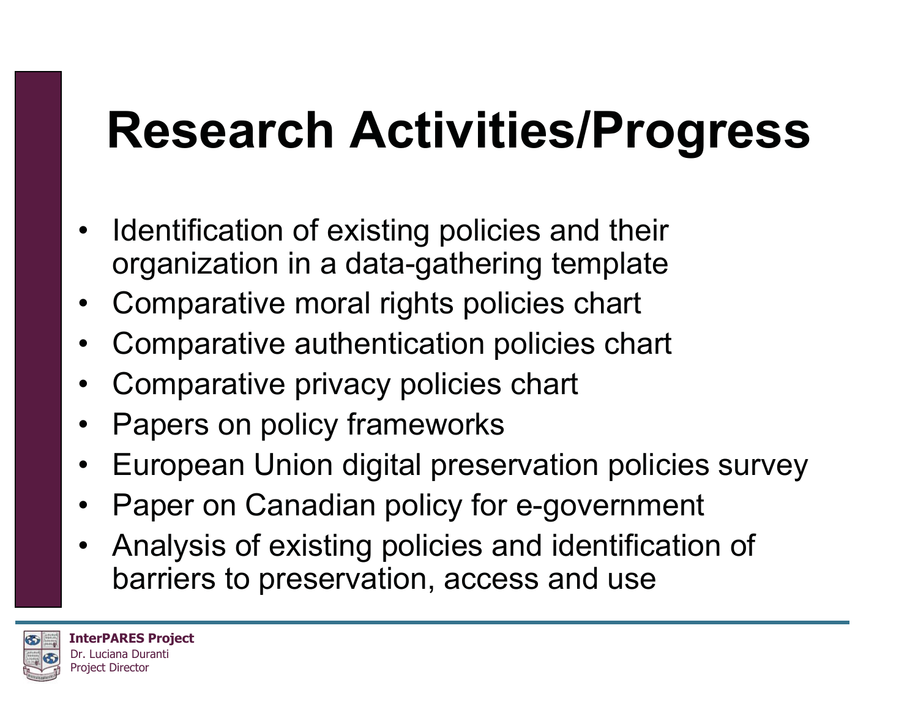# Research Activities/Progress

- Identification of existing policies and their organization in a data-gathering template
- Comparative moral rights policies chart
- Comparative authentication policies chart
- Comparative privacy policies chart
- Papers on policy frameworks
- European Union digital preservation policies survey
- Paper on Canadian policy for e-government
- Analysis of existing policies and identification of barriers to preservation, access and use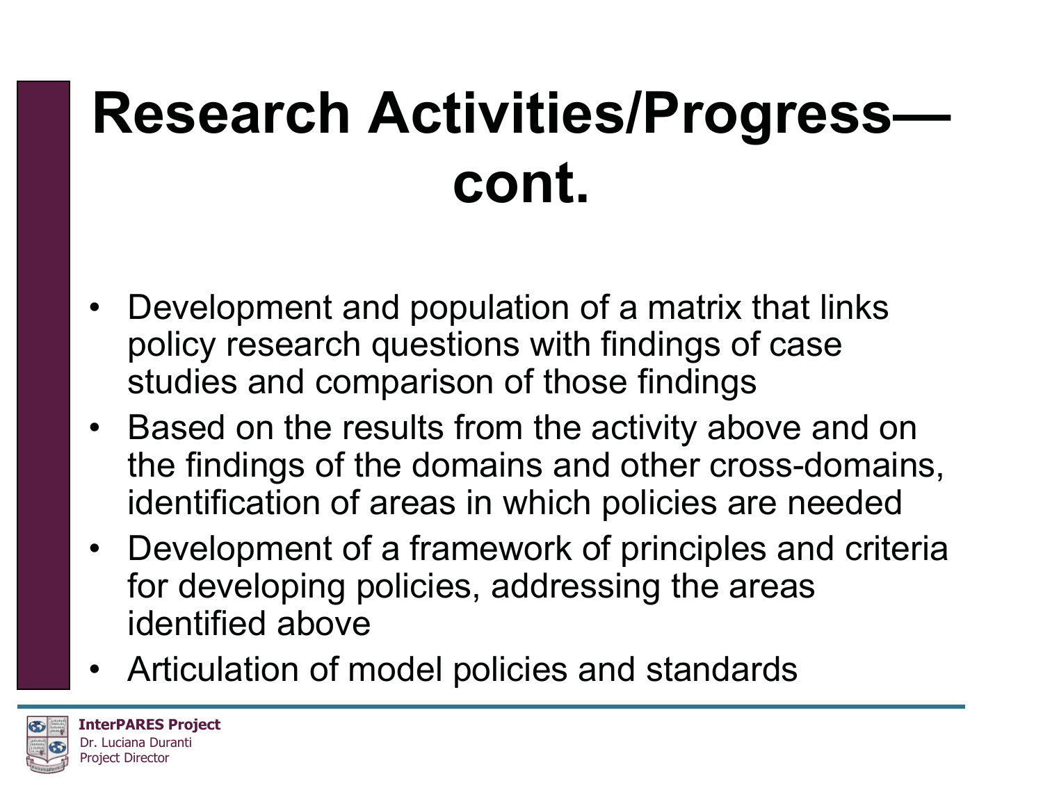# Research Activities/Progress—cont.

- Development and population of a matrix that links policy research questions with findings of case studies and comparison of those findings
- Based on the results from the activity above and on the findings of the domains and other cross-domains, identification of areas in which policies are needed
- Development of a framework of principles and criteria for developing policies, addressing the areas identified above
- Articulation of model policies and standards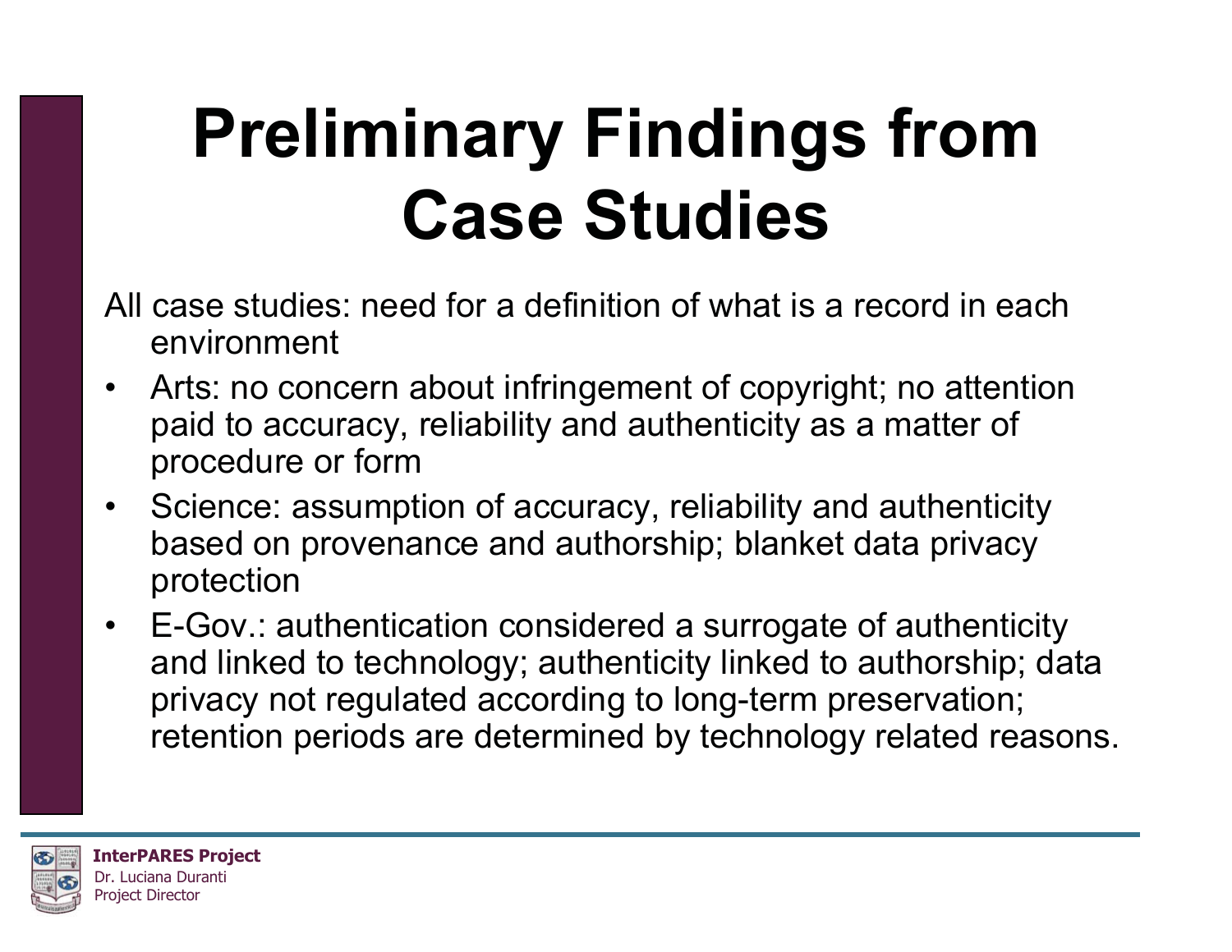# Preliminary Findings from Case Studies

All case studies: need for a definition of what is a record in each environment

- Arts: no concern about infringement of copyright; no attention paid to accuracy, reliability and authenticity as a matter of procedure or form
- Science: assumption of accuracy, reliability and authenticity based on provenance and authorship; blanket data privacy protection
- E-Gov.: authentication considered a surrogate of authenticity and linked to technology; authenticity linked to authorship; data privacy not regulated according to long-term preservation; retention periods are determined by technology related reasons.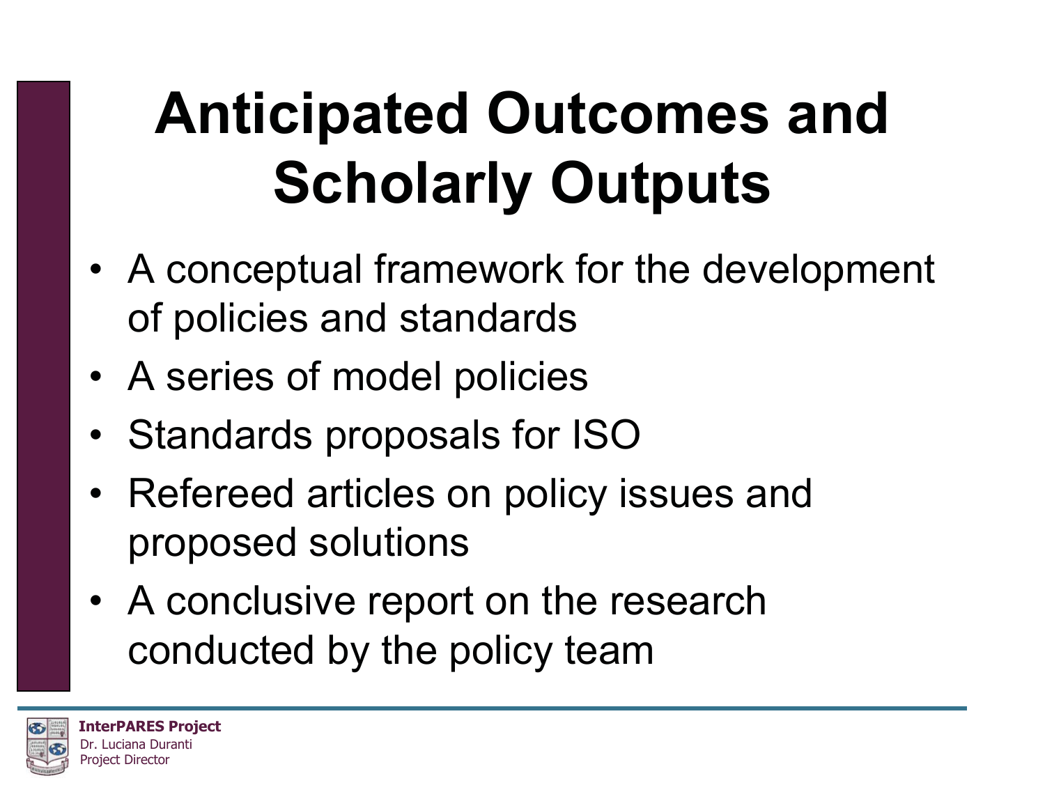# Anticipated Outcomes and Scholarly Outputs

- A conceptual framework for the development of policies and standards
- A series of model policies
- Standards proposals for ISO
- Refereed articles on policy issues and proposed solutions
- A conclusive report on the research conducted by the policy team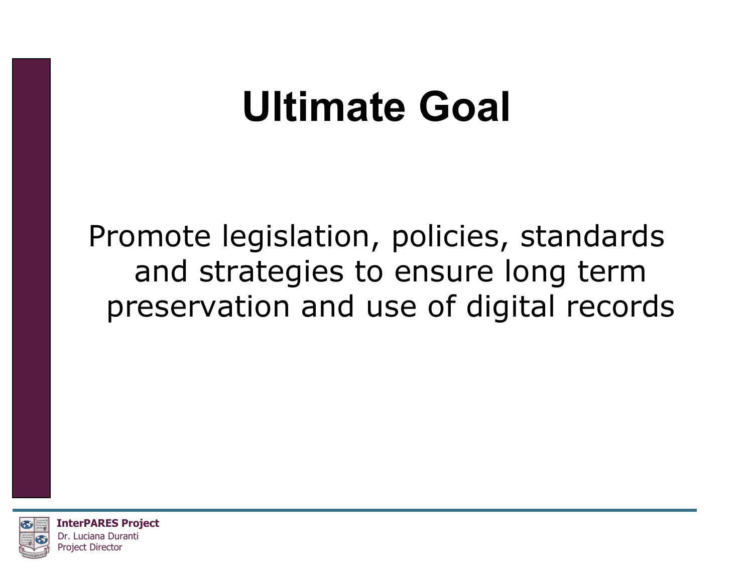# Ultimate Goal

Promote legislation, policies, standards and strategies to ensure long term preservation and use of digital records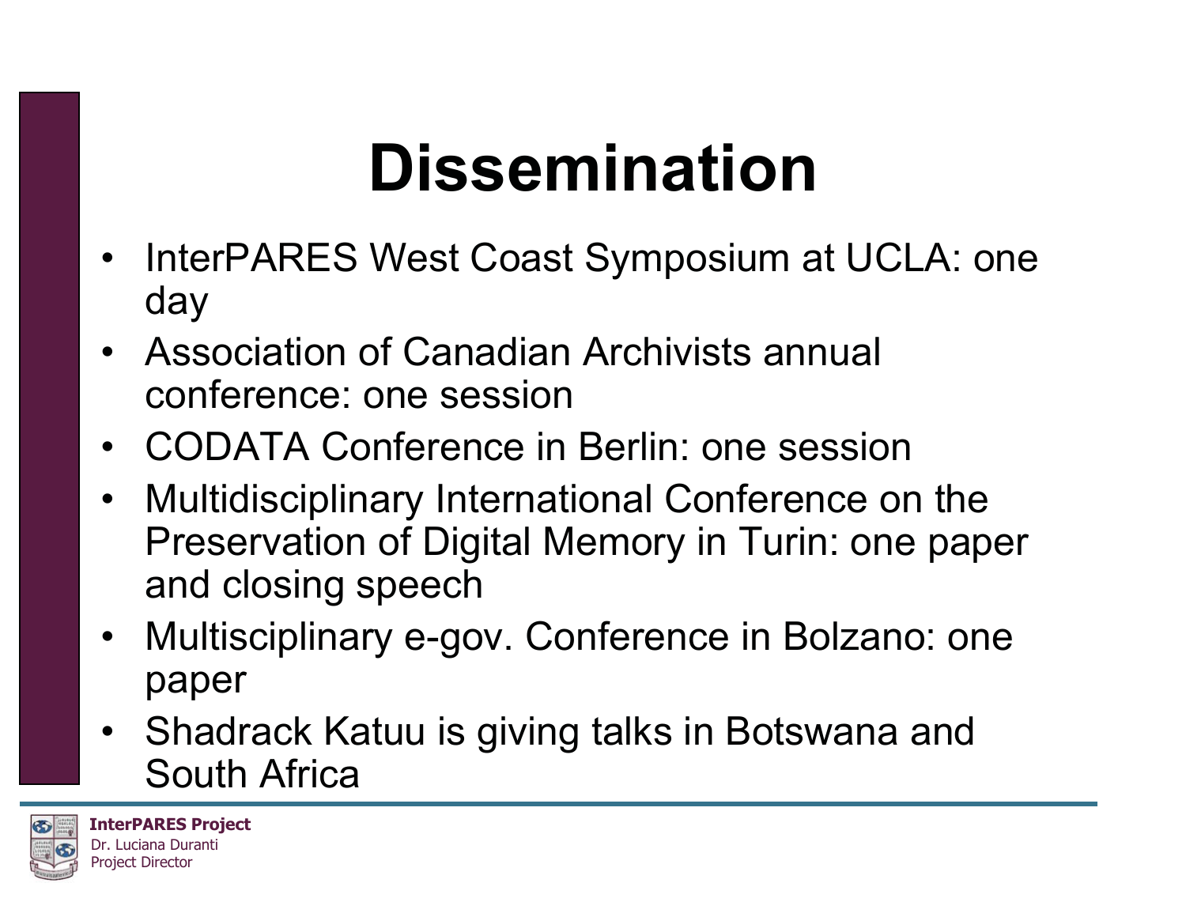# Dissemination

- InterPARES West Coast Symposium at UCLA: one day
- Association of Canadian Archivists annual conference: one session
- CODATA Conference in Berlin: one session
- Multidisciplinary International Conference on the Preservation of Digital Memory in Turin: one paper and closing speech
- Multisciplinary e-gov. Conference in Bolzano: one paper
- Shadrack Katuu is giving talks in Botswana and South Africa